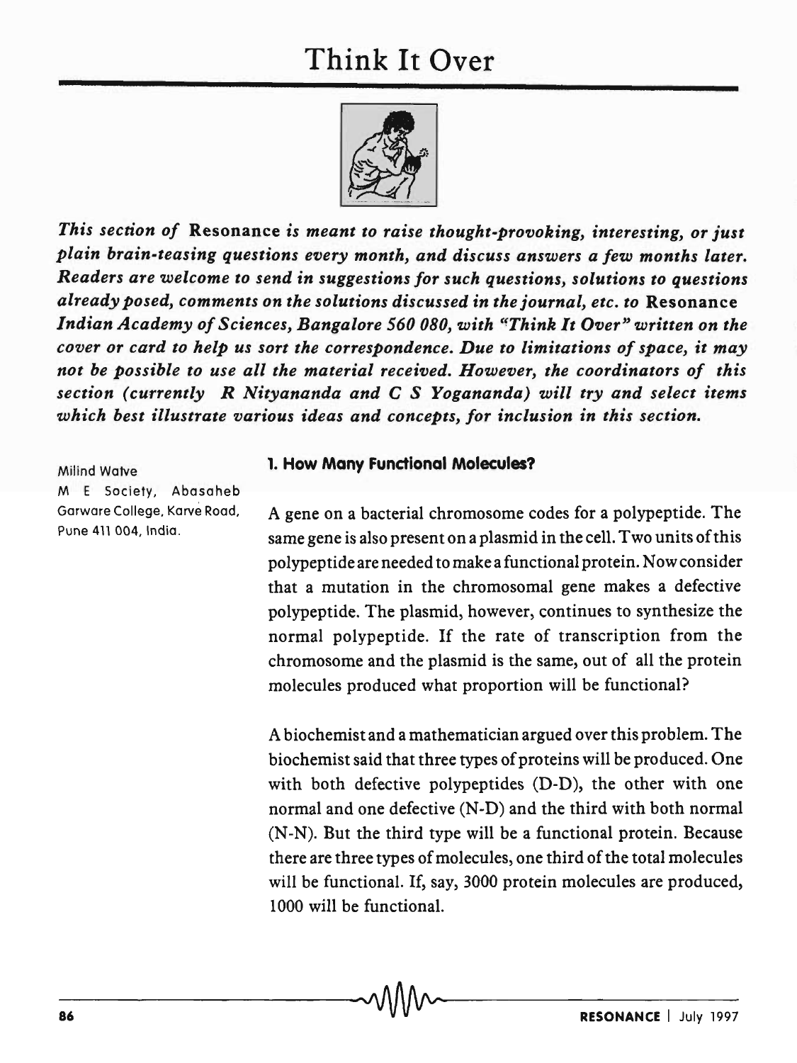# Think It Over

*This section of* **Resonance** *is meant to raise thought-provoking, interesting, or just plain brain-teasing questions every month, and discuss answers a few months later. Readers are welcome to send in suggestions for such questions, solutions to questions already posed, comments on the solutions discussed in the journal, etc. to* **Resonance** *Indian Academy of Sciences, Bangalore 560 080, with "Think It Over" written on the cover or card to help us sort the correspondence. Due to limitations of space, it may not be possible to use all the material received. However, the coordinators of this section (currently* ***R Nityananda*** *and* ***C S Yogananda****) will try and select items which best illustrate various ideas and concepts, for inclusion in this section.*

Milind Watve
M E Society, Abasaheb Garware College, Karve Road, Pune 411 004, India.

## 1. How Many Functional Molecules?

A gene on a bacterial chromosome codes for a polypeptide. The same gene is also present on a plasmid in the cell. Two units of this polypeptide are needed to make a functional protein. Now consider that a mutation in the chromosomal gene makes a defective polypeptide. The plasmid, however, continues to synthesize the normal polypeptide. If the rate of transcription from the chromosome and the plasmid is the same, out of all the protein molecules produced what proportion will be functional?

A biochemist and a mathematician argued over this problem. The biochemist said that three types of proteins will be produced. One with both defective polypeptides (D-D), the other with one normal and one defective (N-D) and the third with both normal (N-N). But the third type will be a functional protein. Because there are three types of molecules, one third of the total molecules will be functional. If, say, 3000 protein molecules are produced, 1000 will be functional.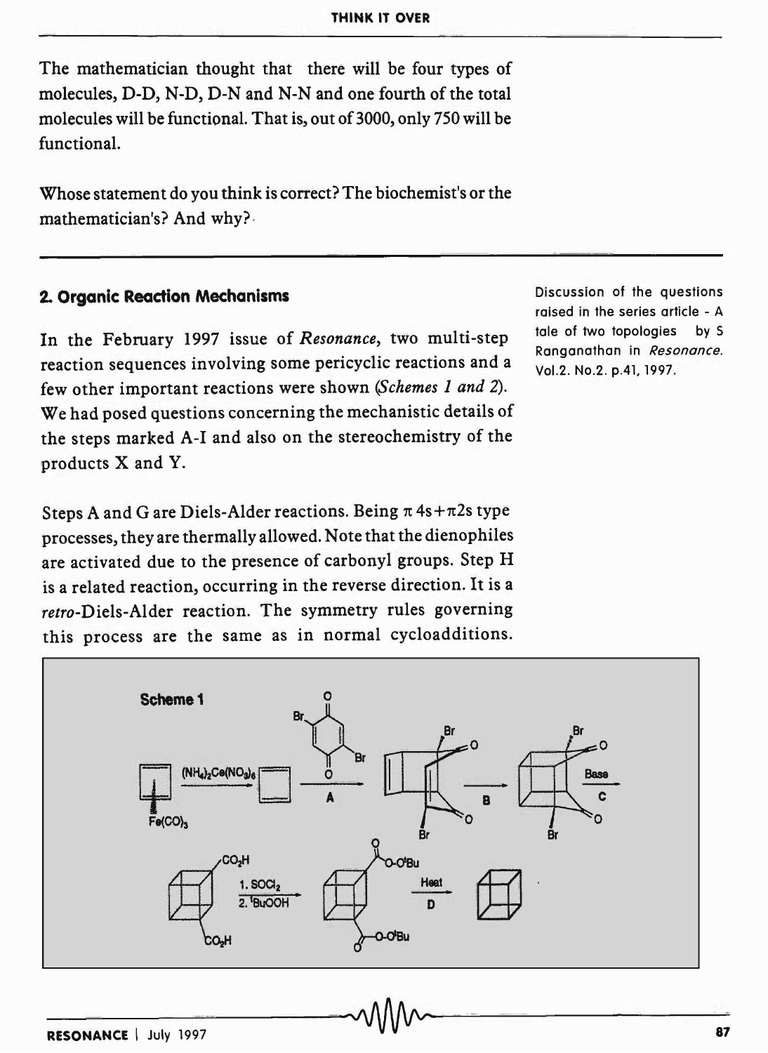The mathematician thought that there will be four types of molecules, D-D, N-D, D-N and N-N and one fourth of the total molecules will be functional. That is, out of 3000, only 750 will be functional.

Whose statement do you think is correct? The biochemist's or the mathematician's? And why?

## 2. Organic Reaction Mechanisms

Discussion of the questions raised in the series article - A tale of two topologies by S Ranganathan in *Resonance*. Vol.2. No.2. p.41, 1997.

In the February 1997 issue of *Resonance*, two multi-step reaction sequences involving some pericyclic reactions and a few other important reactions were shown (*Schemes 1 and 2*). We had posed questions concerning the mechanistic details of the steps marked A-I and also on the stereochemistry of the products X and Y.

Steps A and G are Diels-Alder reactions. Being $\pi 4s + \pi 2s$ type processes, they are thermally allowed. Note that the dienophiles are activated due to the presence of carbonyl groups. Step H is a related reaction, occurring in the reverse direction. It is a *retro*-Diels-Alder reaction. The symmetry rules governing this process are the same as in normal cycloadditions.

Scheme 1

$Fe(CO)_3$

$(NH_4)_2Ce(NO_3)_6$

A

B

Base

C

Br

O

$CO_2H$

1. $SOCl_2$
2. $^tBuOOH$

$O$-$O^tBu$

Heat

D